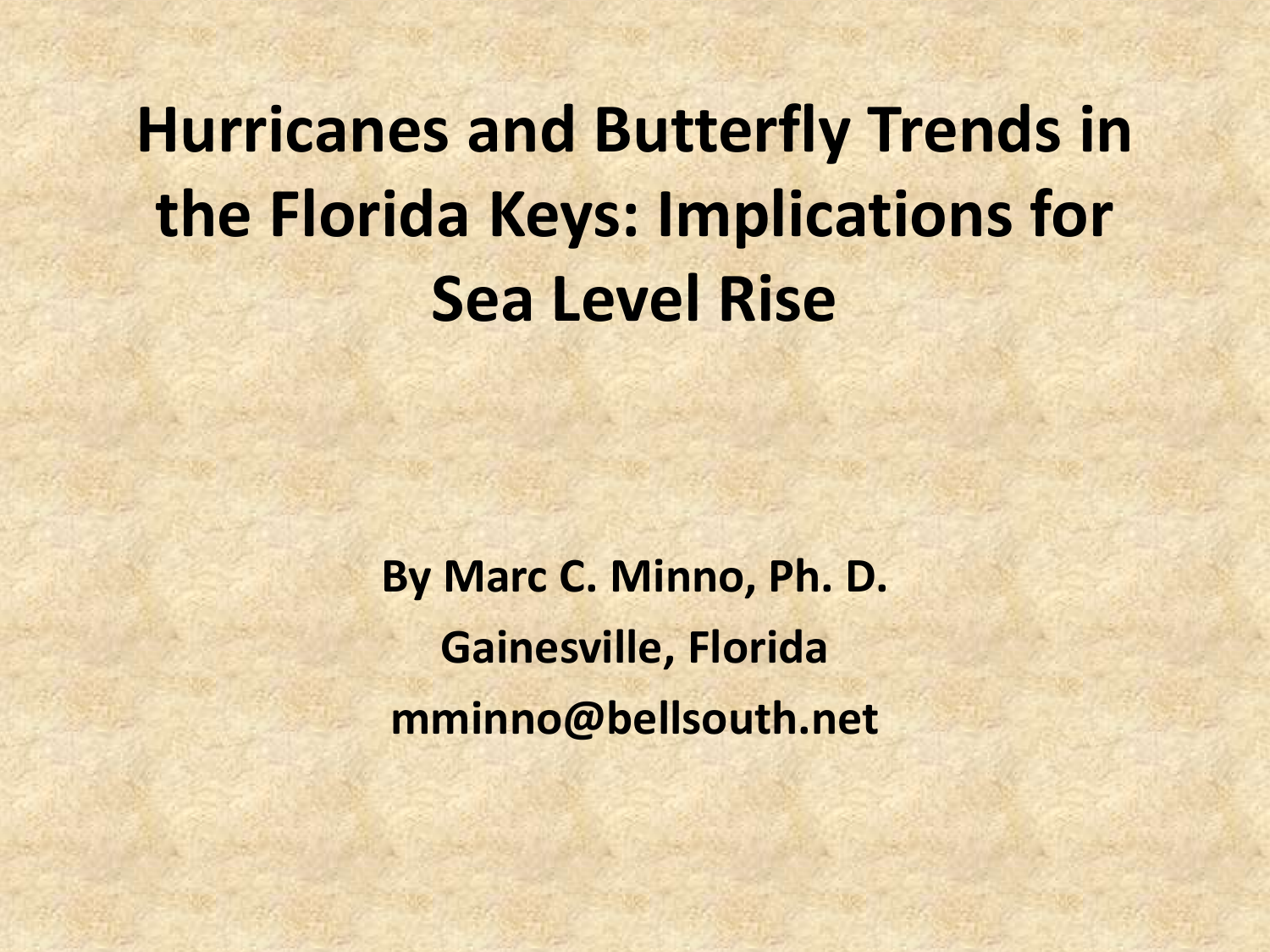# Hurricanes and Butterfly Trends in the Florida Keys: Implications for Sea Level Rise

**By Marc C. Minno, Ph. D.**

**Gainesville, Florida**

**mminno@bellsouth.net**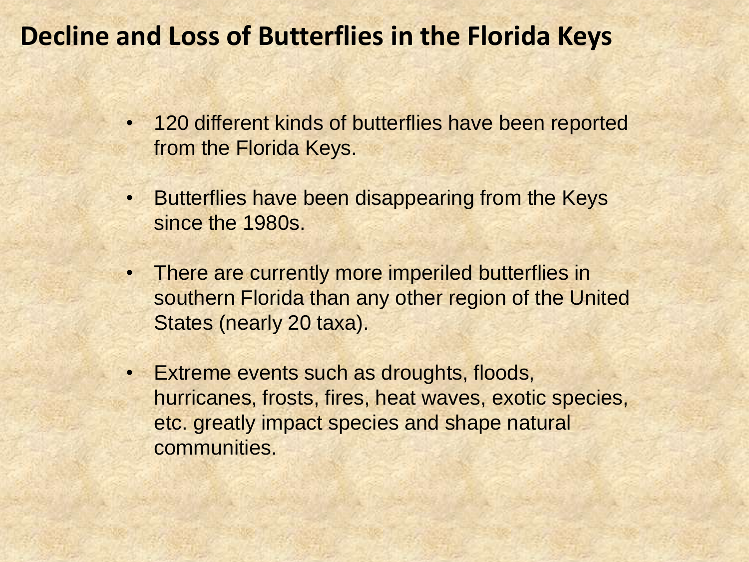# Decline and Loss of Butterflies in the Florida Keys

- 120 different kinds of butterflies have been reported from the Florida Keys.
- Butterflies have been disappearing from the Keys since the 1980s.
- There are currently more imperiled butterflies in southern Florida than any other region of the United States (nearly 20 taxa).
- Extreme events such as droughts, floods, hurricanes, frosts, fires, heat waves, exotic species, etc. greatly impact species and shape natural communities.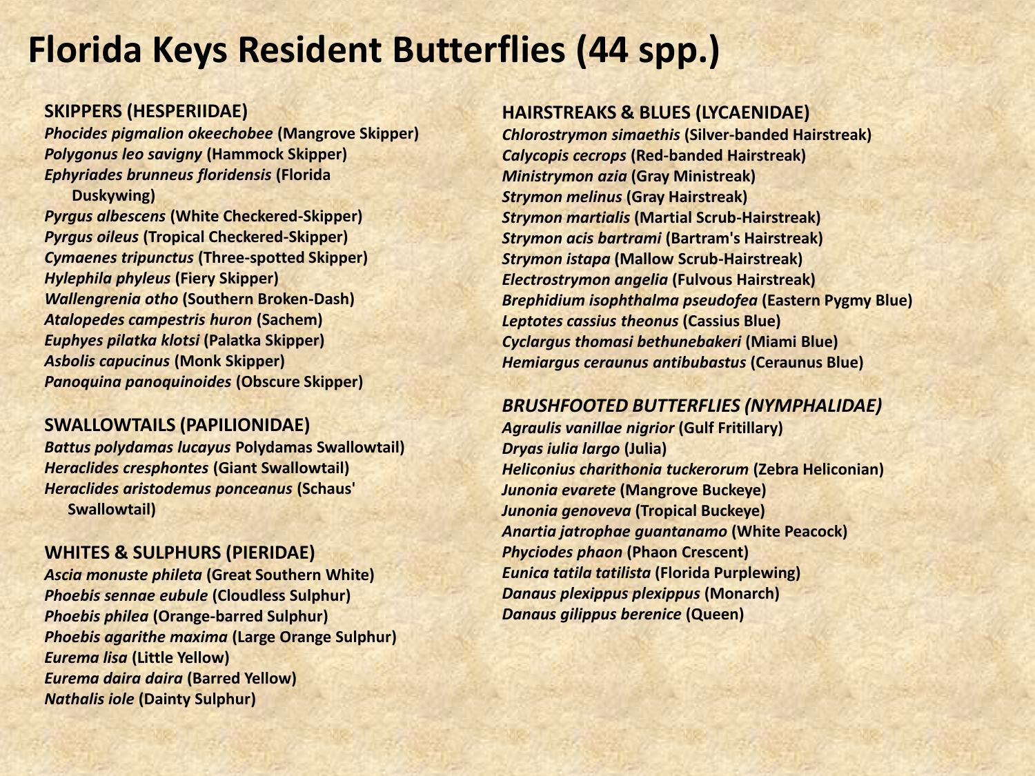# Florida Keys Resident Butterflies (44 spp.)

**SKIPPERS (HESPERIIDAE)**

***Phocides pigmalion okeechobee*** **(Mangrove Skipper)**
***Polygonus leo savigny*** **(Hammock Skipper)**
***Ephyriades brunneus floridensis*** **(Florida Duskywing)**
***Pyrgus albescens*** **(White Checkered-Skipper)**
***Pyrgus oileus*** **(Tropical Checkered-Skipper)**
***Cymaenes tripunctus*** **(Three-spotted Skipper)**
***Hylephila phyleus*** **(Fiery Skipper)**
***Wallengrenia otho*** **(Southern Broken-Dash)**
***Atalopedes campestris huron*** **(Sachem)**
***Euphyes pilatka klotsi*** **(Palatka Skipper)**
***Asbolis capucinus*** **(Monk Skipper)**
***Panoquina panoquinoides*** **(Obscure Skipper)**

**SWALLOWTAILS (PAPILIONIDAE)**

***Battus polydamas lucayus*** **Polydamas Swallowtail)**
***Heraclides cresphontes*** **(Giant Swallowtail)**
***Heraclides aristodemus ponceanus*** **(Schaus' Swallowtail)**

**WHITES & SULPHURS (PIERIDAE)**

***Ascia monuste phileta*** **(Great Southern White)**
***Phoebis sennae eubule*** **(Cloudless Sulphur)**
***Phoebis philea*** **(Orange-barred Sulphur)**
***Phoebis agarithe maxima*** **(Large Orange Sulphur)**
***Eurema lisa*** **(Little Yellow)**
***Eurema daira daira*** **(Barred Yellow)**
***Nathalis iole*** **(Dainty Sulphur)**

**HAIRSTREAKS & BLUES (LYCAENIDAE)**

***Chlorostrymon simaethis*** **(Silver-banded Hairstreak)**
***Calycopis cecrops*** **(Red-banded Hairstreak)**
***Ministrymon azia*** **(Gray Ministreak)**
***Strymon melinus*** **(Gray Hairstreak)**
***Strymon martialis*** **(Martial Scrub-Hairstreak)**
***Strymon acis bartrami*** **(Bartram's Hairstreak)**
***Strymon istapa*** **(Mallow Scrub-Hairstreak)**
***Electrostrymon angelia*** **(Fulvous Hairstreak)**
***Brephidium isophthalma pseudofea*** **(Eastern Pygmy Blue)**
***Leptotes cassius theonus*** **(Cassius Blue)**
***Cyclargus thomasi bethunebakeri*** **(Miami Blue)**
***Hemiargus ceraunus antibubastus*** **(Ceraunus Blue)**

***BRUSHFOOTED BUTTERFLIES (NYMPHALIDAE)***

***Agraulis vanillae nigrior*** **(Gulf Fritillary)**
***Dryas iulia largo*** **(Julia)**
***Heliconius charithonia tuckerorum*** **(Zebra Heliconian)**
***Junonia evarete*** **(Mangrove Buckeye)**
***Junonia genoveva*** **(Tropical Buckeye)**
***Anartia jatrophae guantanamo*** **(White Peacock)**
***Phyciodes phaon*** **(Phaon Crescent)**
***Eunica tatila tatilista*** **(Florida Purplewing)**
***Danaus plexippus plexippus*** **(Monarch)**
***Danaus gilippus berenice*** **(Queen)**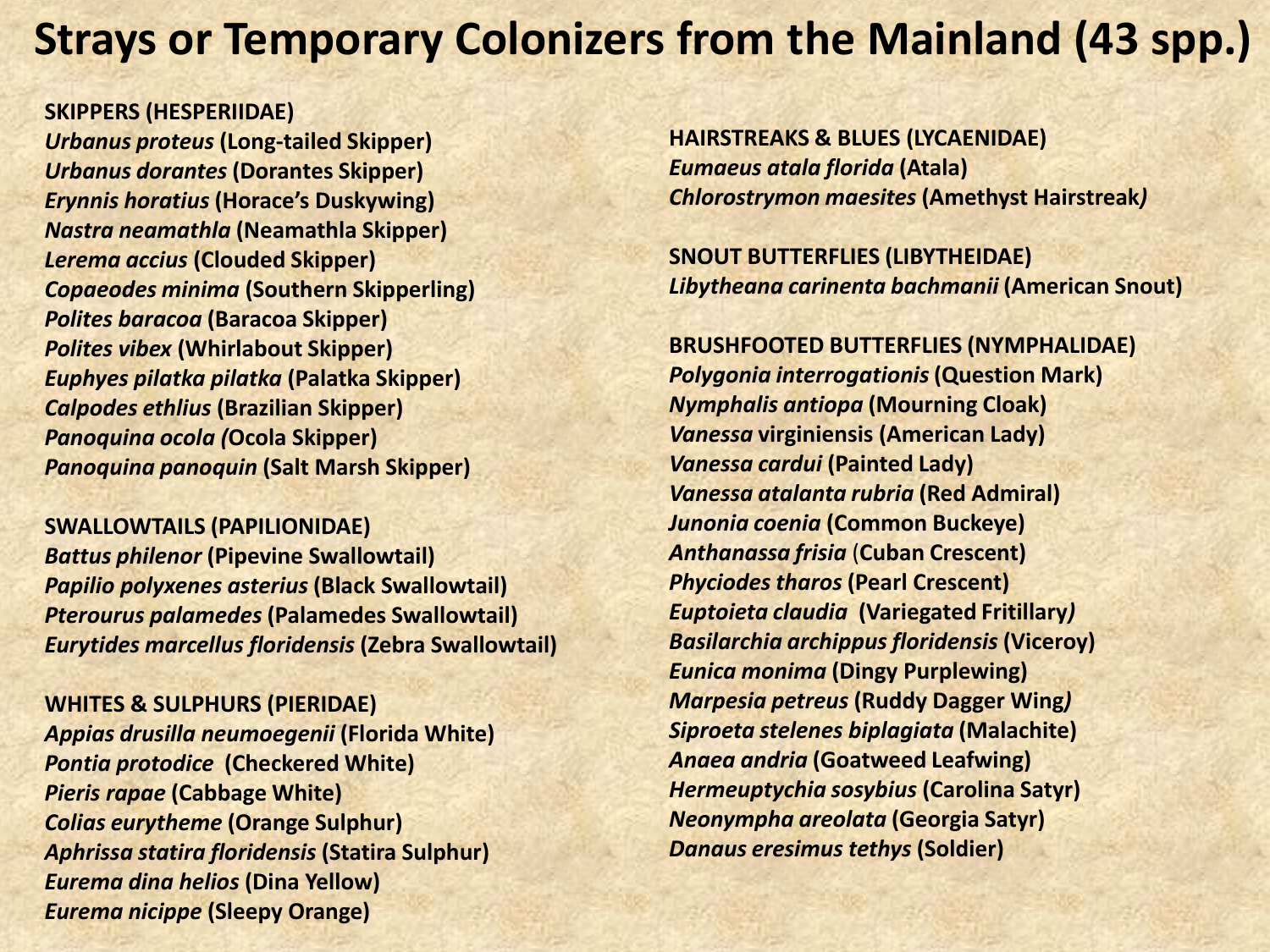# Strays or Temporary Colonizers from the Mainland (43 spp.)

**SKIPPERS (HESPERIIDAE)**

***Urbanus proteus*** **(Long-tailed Skipper)**
***Urbanus dorantes*** **(Dorantes Skipper)**
***Erynnis horatius*** **(Horace's Duskywing)**
***Nastra neamathla*** **(Neamathla Skipper)**
***Lerema accius*** **(Clouded Skipper)**
***Copaeodes minima*** **(Southern Skipperling)**
***Polites baracoa*** **(Baracoa Skipper)**
***Polites vibex*** **(Whirlabout Skipper)**
***Euphyes pilatka pilatka*** **(Palatka Skipper)**
***Calpodes ethlius*** **(Brazilian Skipper)**
***Panoquina ocola (*****Ocola Skipper)**
***Panoquina panoquin*** **(Salt Marsh Skipper)**

**SWALLOWTAILS (PAPILIONIDAE)**

***Battus philenor*** **(Pipevine Swallowtail)**
***Papilio polyxenes asterius*** **(Black Swallowtail)**
***Pterourus palamedes*** **(Palamedes Swallowtail)**
***Eurytides marcellus floridensis*** **(Zebra Swallowtail)**

**WHITES & SULPHURS (PIERIDAE)**

***Appias drusilla neumoegenii*** **(Florida White)**
***Pontia protodice*** **(Checkered White)**
***Pieris rapae*** **(Cabbage White)**
***Colias eurytheme*** **(Orange Sulphur)**
***Aphrissa statira floridensis*** **(Statira Sulphur)**
***Eurema dina helios*** **(Dina Yellow)**
***Eurema nicippe*** **(Sleepy Orange)**

**HAIRSTREAKS & BLUES (LYCAENIDAE)**

***Eumaeus atala florida*** **(Atala)**
***Chlorostrymon maesites*** **(Amethyst Hairstreak*****)***

**SNOUT BUTTERFLIES (LIBYTHEIDAE)**

***Libytheana carinenta bachmanii*** **(American Snout)**

**BRUSHFOOTED BUTTERFLIES (NYMPHALIDAE)**

***Polygonia interrogationis*** **(Question Mark)**
***Nymphalis antiopa*** **(Mourning Cloak)**
***Vanessa*** **virginiensis (American Lady)**
***Vanessa cardui*** **(Painted Lady)**
***Vanessa atalanta rubria*** **(Red Admiral)**
***Junonia coenia*** **(Common Buckeye)**
***Anthanassa frisia*** **(Cuban Crescent)**
***Phyciodes tharos*** **(Pearl Crescent)**
***Euptoieta claudia*** **(Variegated Fritillary*****)***
***Basilarchia archippus floridensis*** **(Viceroy)**
***Eunica monima*** **(Dingy Purplewing)**
***Marpesia petreus*** **(Ruddy Dagger Wing*****)***
***Siproeta stelenes biplagiata*** **(Malachite)**
***Anaea andria*** **(Goatweed Leafwing)**
***Hermeuptychia sosybius*** **(Carolina Satyr)**
***Neonympha areolata*** **(Georgia Satyr)**
***Danaus eresimus tethys*** **(Soldier)**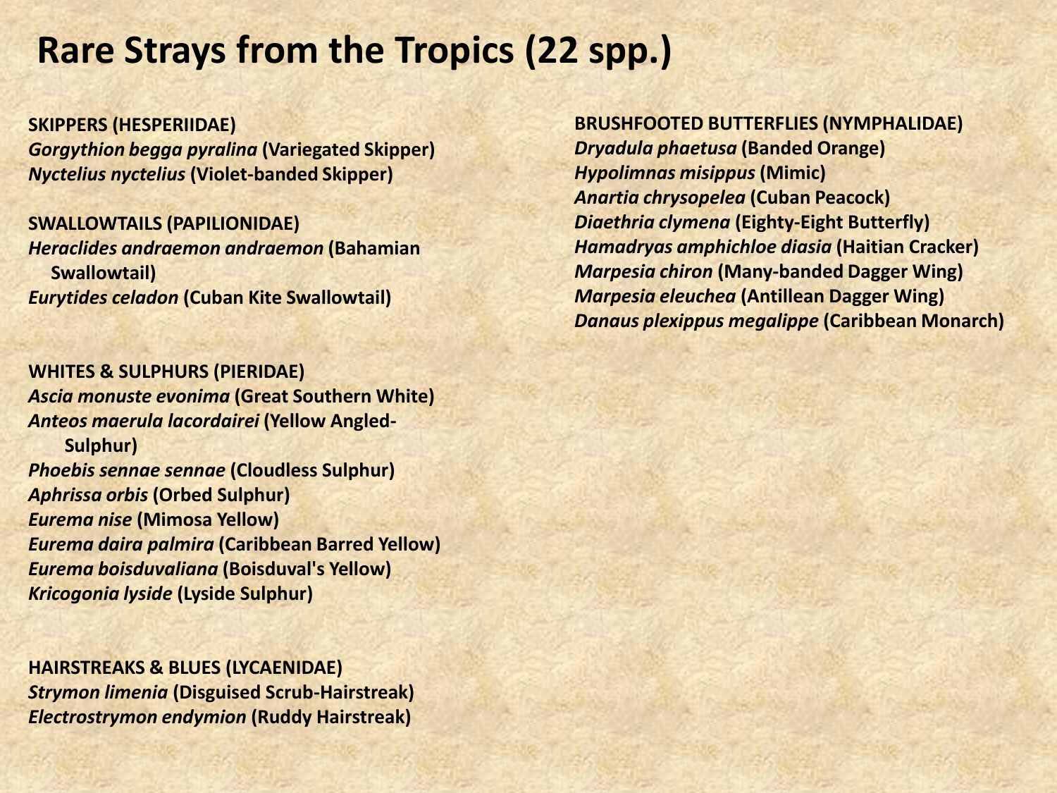# Rare Strays from the Tropics (22 spp.)

**SKIPPERS (HESPERIIDAE)**
***Gorgythion begga pyralina*** **(Variegated Skipper)**
***Nyctelius nyctelius*** **(Violet-banded Skipper)**

**SWALLOWTAILS (PAPILIONIDAE)**
***Heraclides andraemon andraemon*** **(Bahamian Swallowtail)**
***Eurytides celadon*** **(Cuban Kite Swallowtail)**

**WHITES & SULPHURS (PIERIDAE)**
***Ascia monuste evonima*** **(Great Southern White)**
***Anteos maerula lacordairei*** **(Yellow Angled-Sulphur)**
***Phoebis sennae sennae*** **(Cloudless Sulphur)**
***Aphrissa orbis*** **(Orbed Sulphur)**
***Eurema nise*** **(Mimosa Yellow)**
***Eurema daira palmira*** **(Caribbean Barred Yellow)**
***Eurema boisduvaliana*** **(Boisduval's Yellow)**
***Kricogonia lyside*** **(Lyside Sulphur)**

**HAIRSTREAKS & BLUES (LYCAENIDAE)**
***Strymon limenia*** **(Disguised Scrub-Hairstreak)**
***Electrostrymon endymion*** **(Ruddy Hairstreak)**

**BRUSHFOOTED BUTTERFLIES (NYMPHALIDAE)**
***Dryadula phaetusa*** **(Banded Orange)**
***Hypolimnas misippus*** **(Mimic)**
***Anartia chrysopelea*** **(Cuban Peacock)**
***Diaethria clymena*** **(Eighty-Eight Butterfly)**
***Hamadryas amphichloe diasia*** **(Haitian Cracker)**
***Marpesia chiron*** **(Many-banded Dagger Wing)**
***Marpesia eleuchea*** **(Antillean Dagger Wing)**
***Danaus plexippus megalippe*** **(Caribbean Monarch)**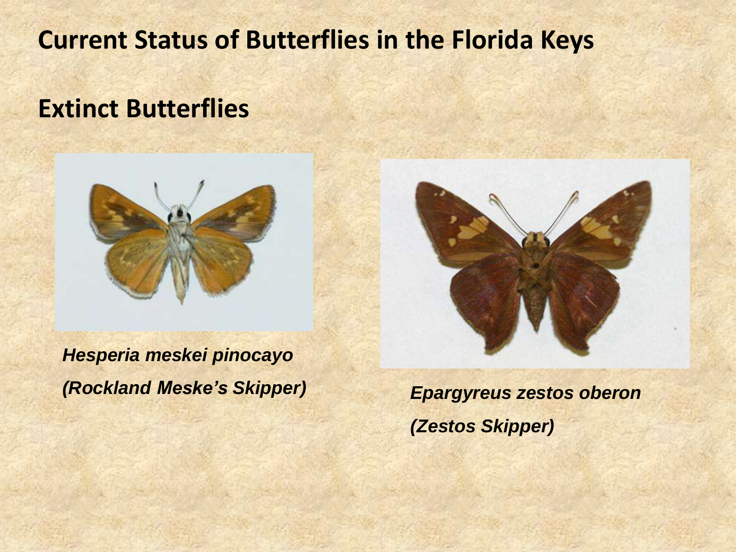# Current Status of Butterflies in the Florida Keys

## Extinct Butterflies

*Hesperia meskei pinocayo*

*(Rockland Meske's Skipper)*

*Epargyreus zestos oberon*

*(Zestos Skipper)*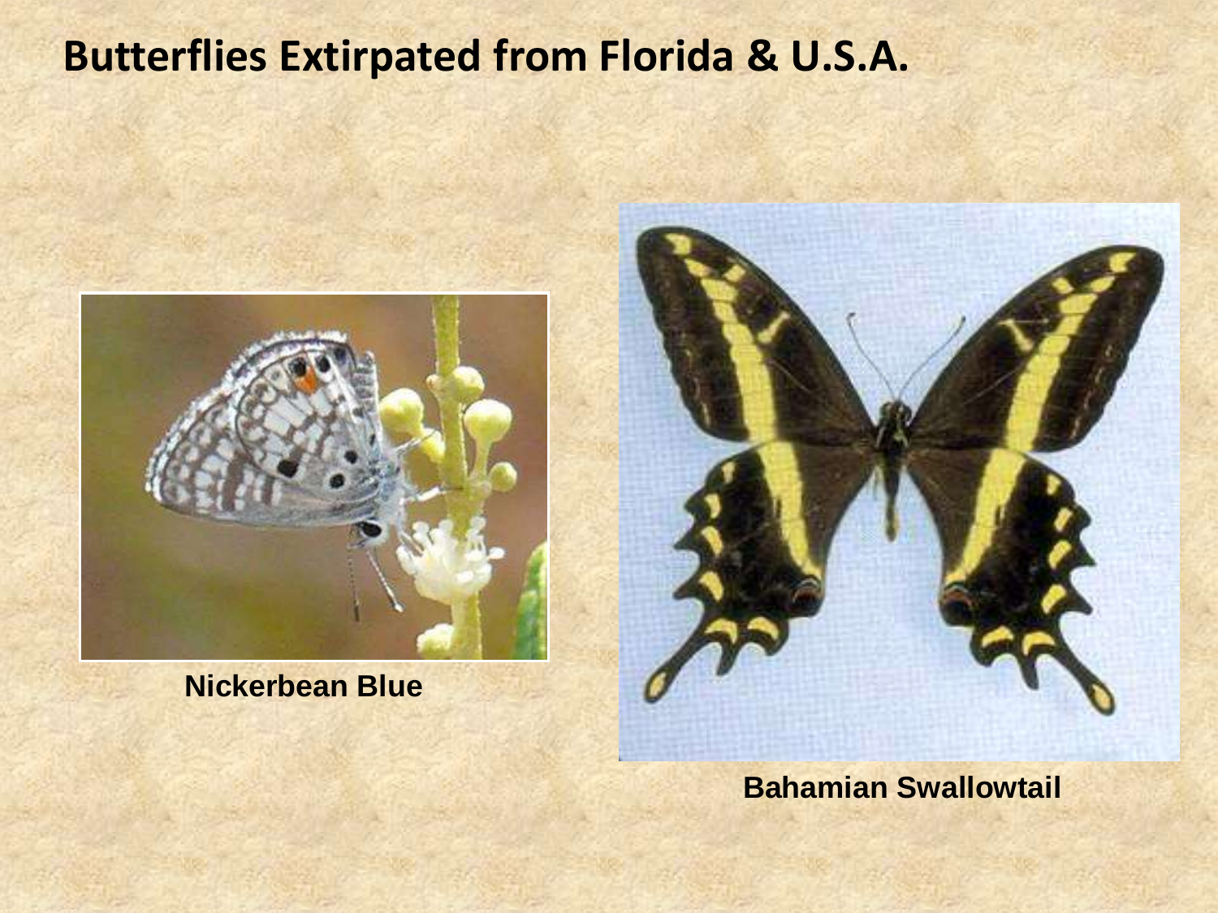# Butterflies Extirpated from Florida & U.S.A.

Nickerbean Blue

Bahamian Swallowtail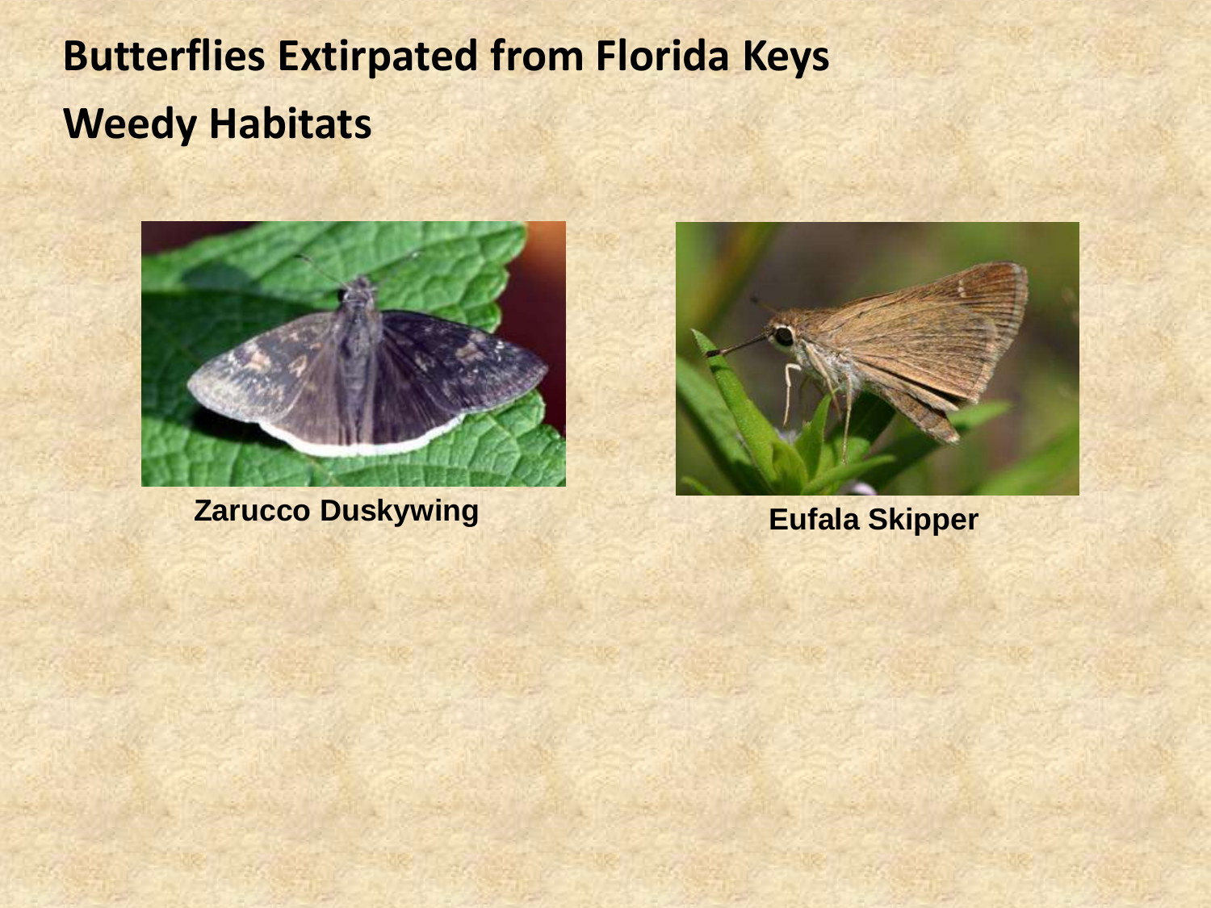# Butterflies Extirpated from Florida Keys

## Weedy Habitats

Zarucco Duskywing

Eufala Skipper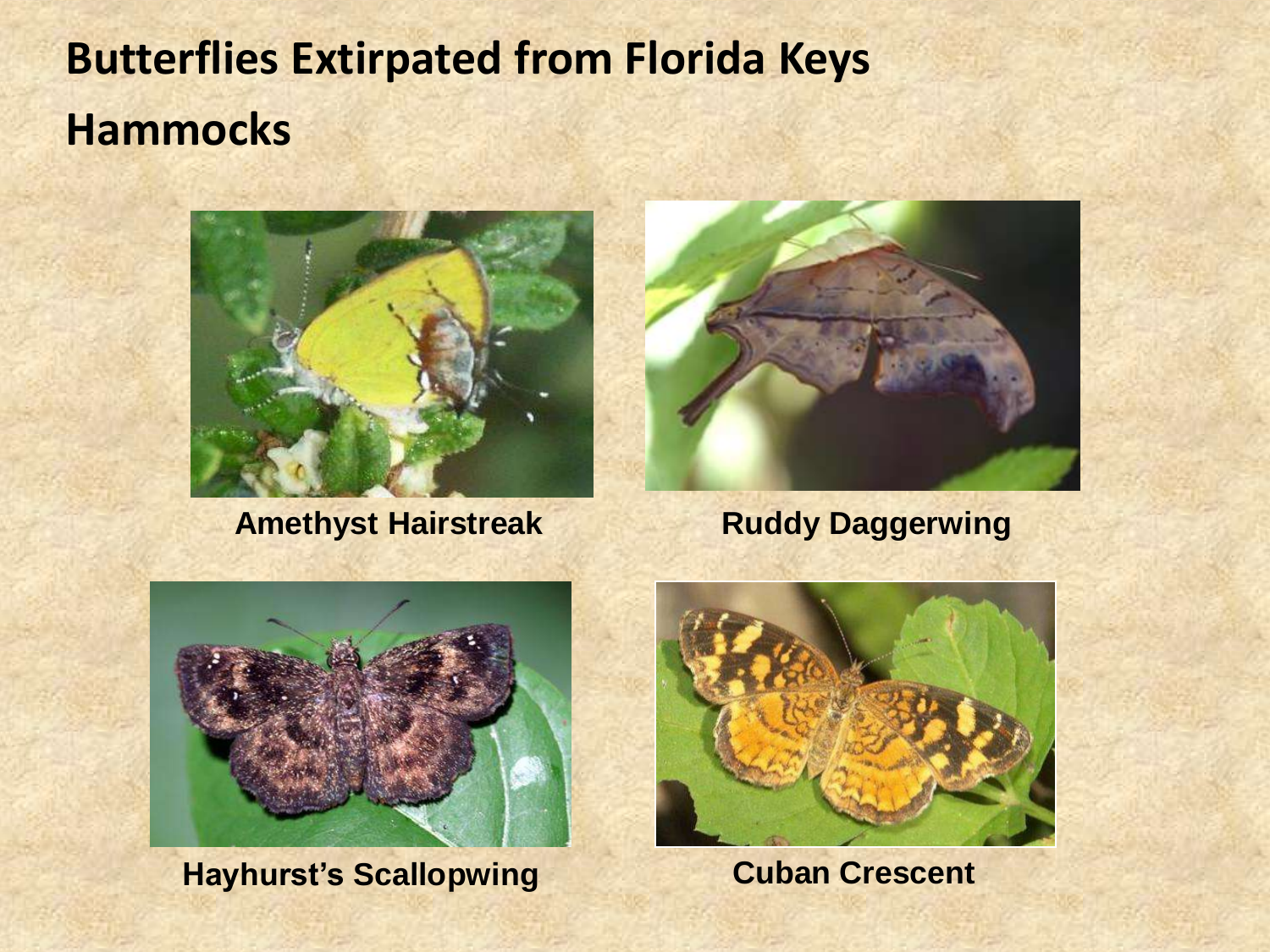# Butterflies Extirpated from Florida Keys Hammocks

Amethyst Hairstreak

Ruddy Daggerwing

Hayhurst's Scallopwing

Cuban Crescent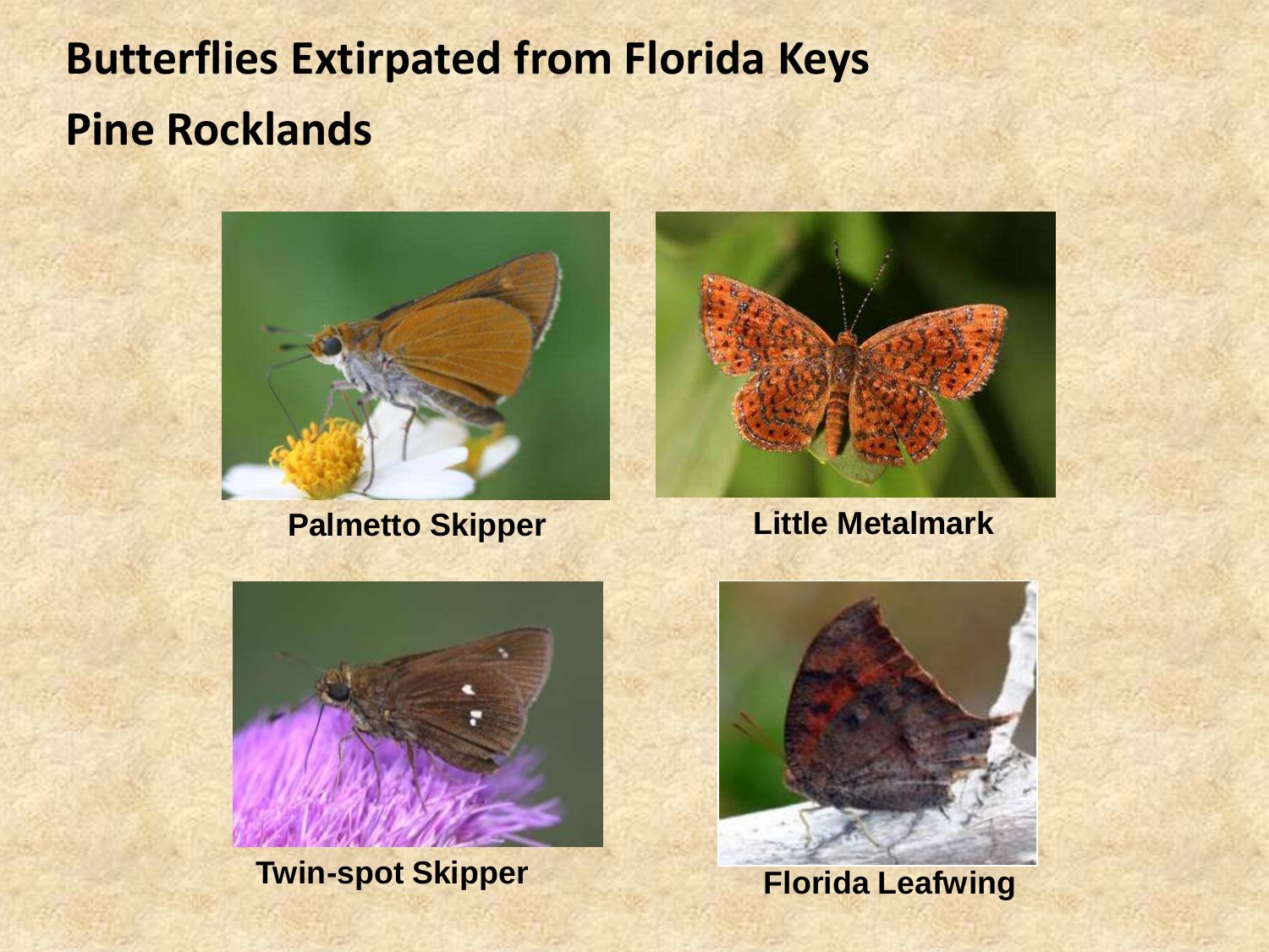# Butterflies Extirpated from Florida Keys Pine Rocklands

Palmetto Skipper

Little Metalmark

Twin-spot Skipper

Florida Leafwing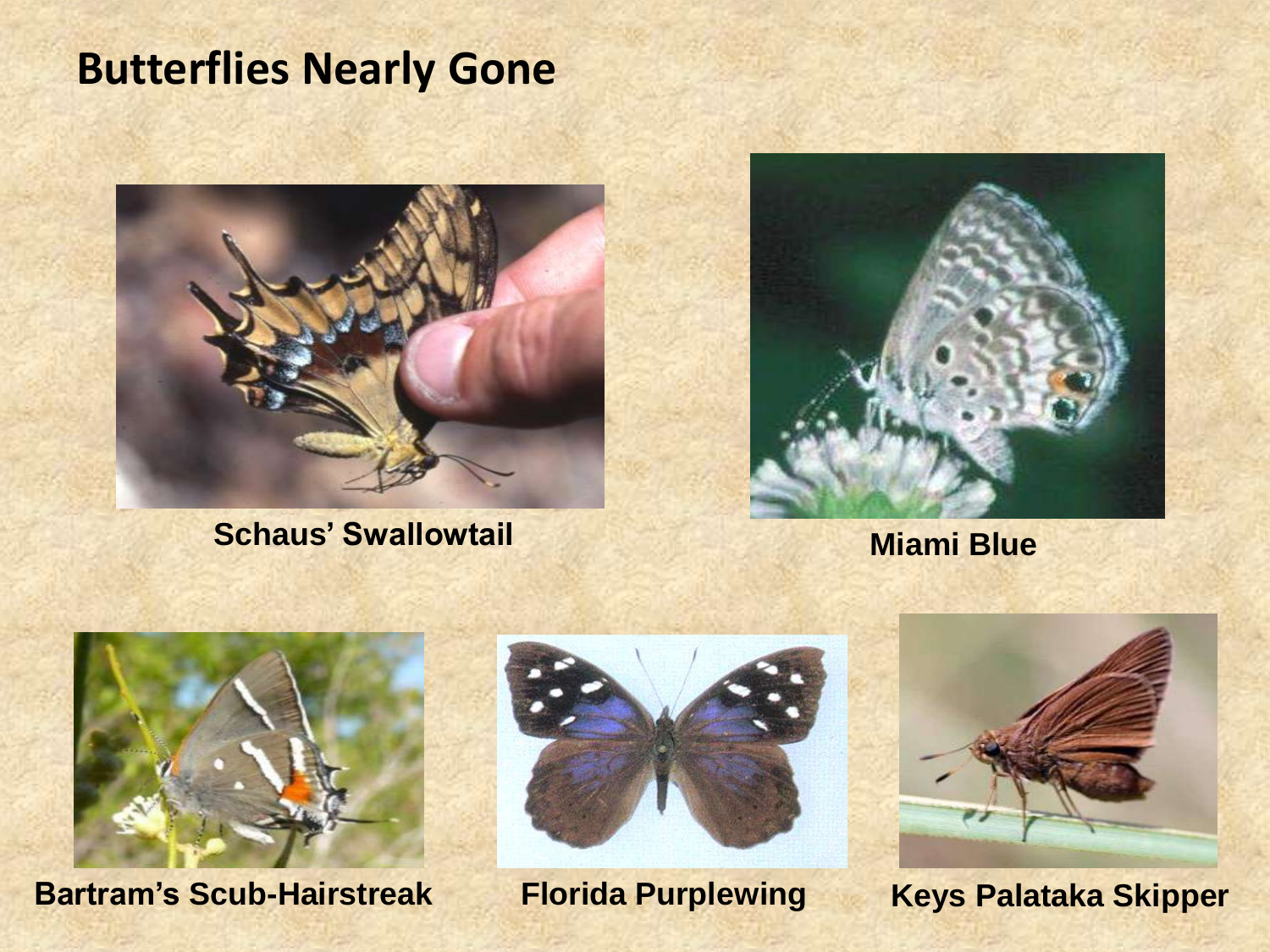# Butterflies Nearly Gone

Schaus' Swallowtail

Miami Blue

Bartram's Scub-Hairstreak

Florida Purplewing

Keys Palataka Skipper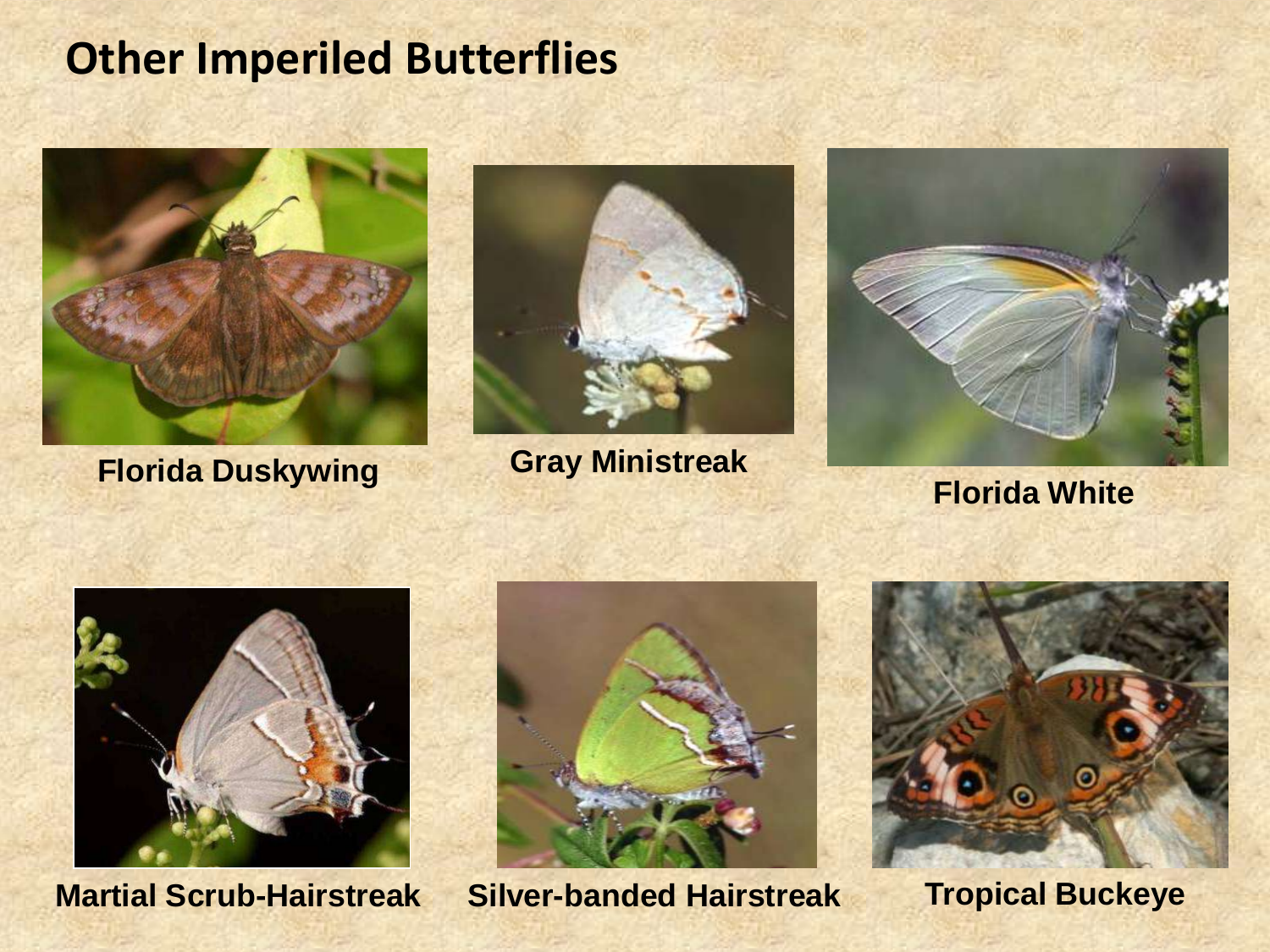# Other Imperiled Butterflies

Florida Duskywing

Gray Ministreak

Florida White

Martial Scrub-Hairstreak

Silver-banded Hairstreak

Tropical Buckeye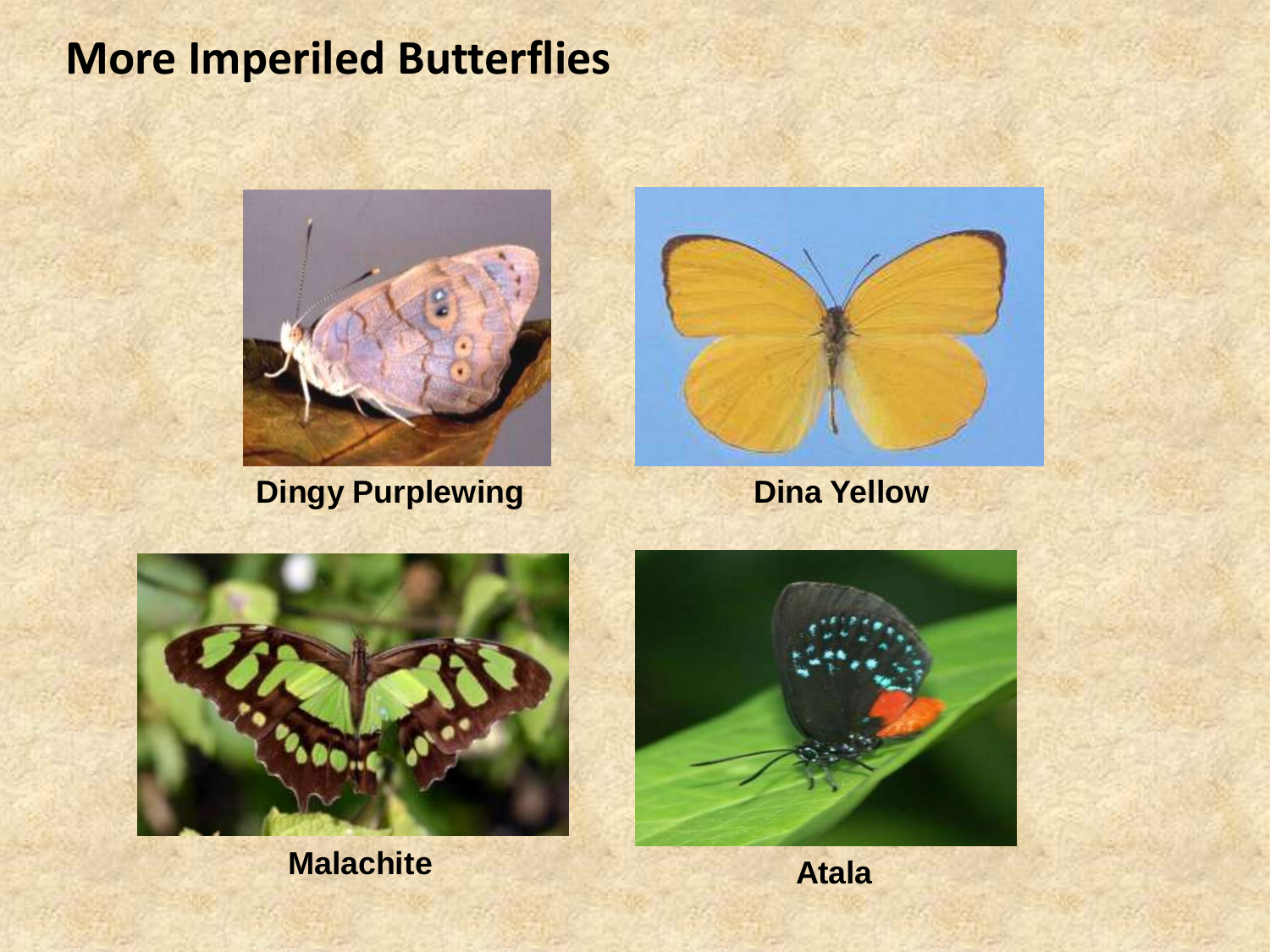## More Imperiled Butterflies

Dingy Purplewing

Dina Yellow

Malachite

Atala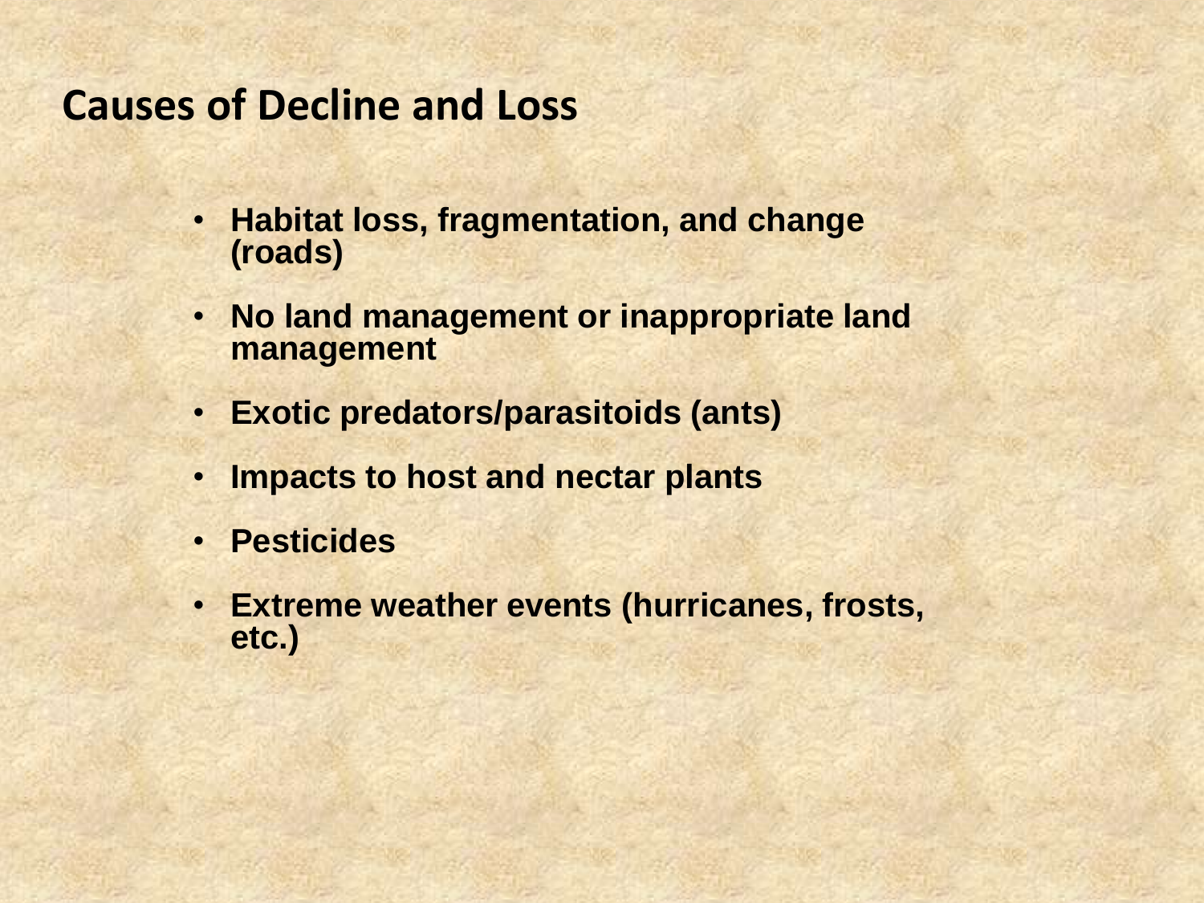## Causes of Decline and Loss

- **Habitat loss, fragmentation, and change (roads)**
- **No land management or inappropriate land management**
- **Exotic predators/parasitoids (ants)**
- **Impacts to host and nectar plants**
- **Pesticides**
- **Extreme weather events (hurricanes, frosts, etc.)**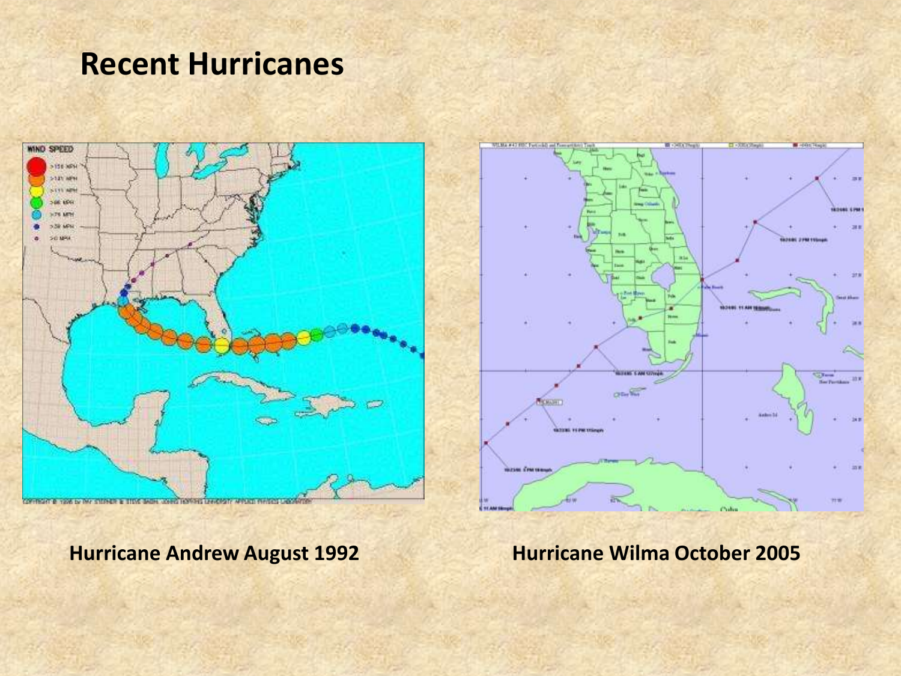# Recent Hurricanes

**Hurricane Andrew August 1992**

**Hurricane Wilma October 2005**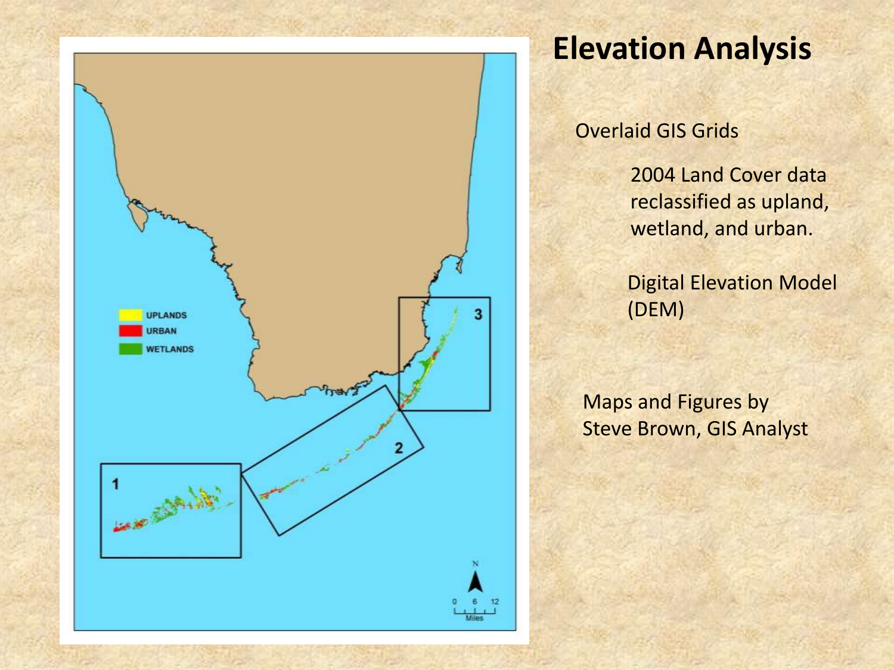# Elevation Analysis

Overlaid GIS Grids

- 2004 Land Cover data reclassified as upland, wetland, and urban.
- Digital Elevation Model (DEM)

Maps and Figures by
Steve Brown, GIS Analyst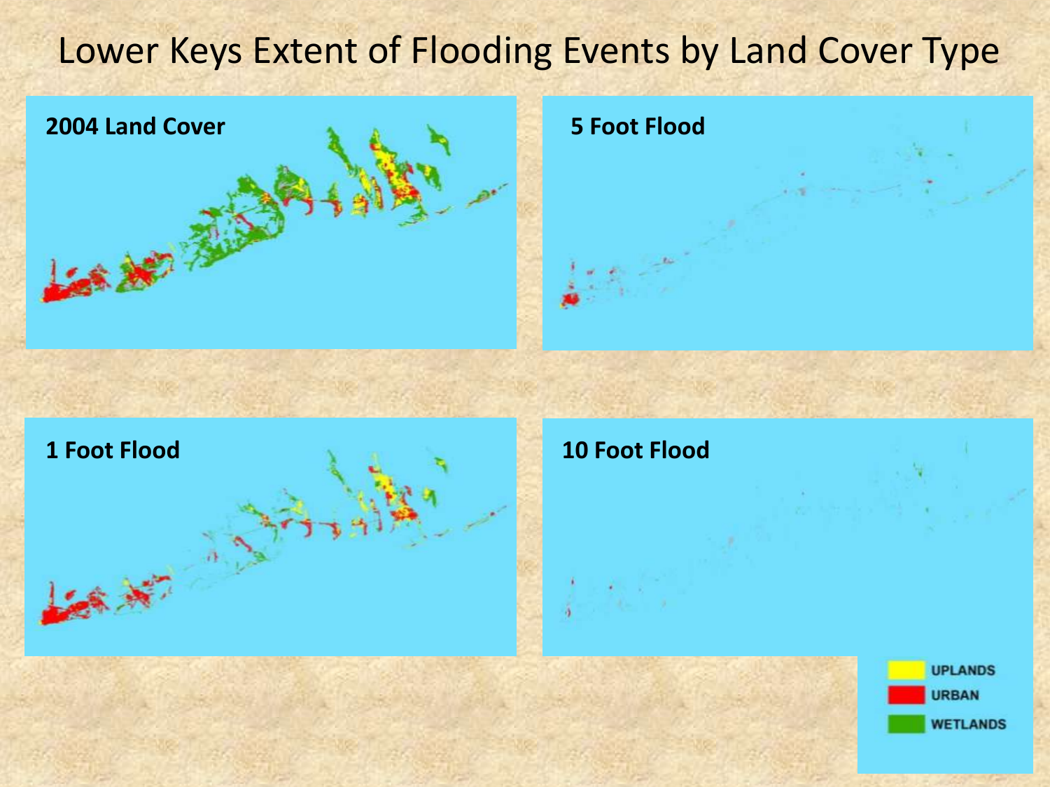# Lower Keys Extent of Flooding Events by Land Cover Type

**2004 Land Cover**

**5 Foot Flood**

**1 Foot Flood**

**10 Foot Flood**

UPLANDS

URBAN

WETLANDS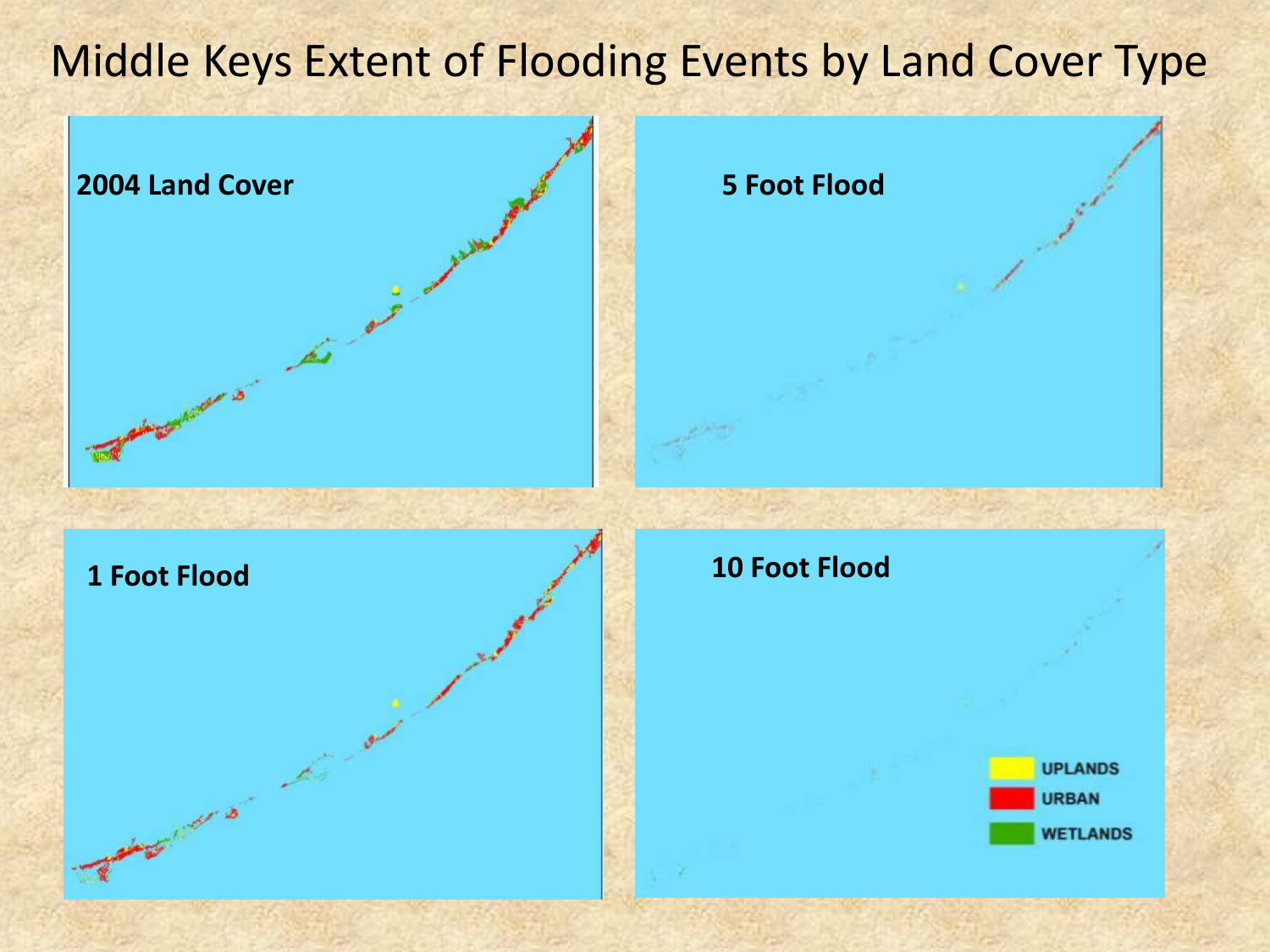# Middle Keys Extent of Flooding Events by Land Cover Type

2004 Land Cover

5 Foot Flood

1 Foot Flood

10 Foot Flood

UPLANDS

URBAN

WETLANDS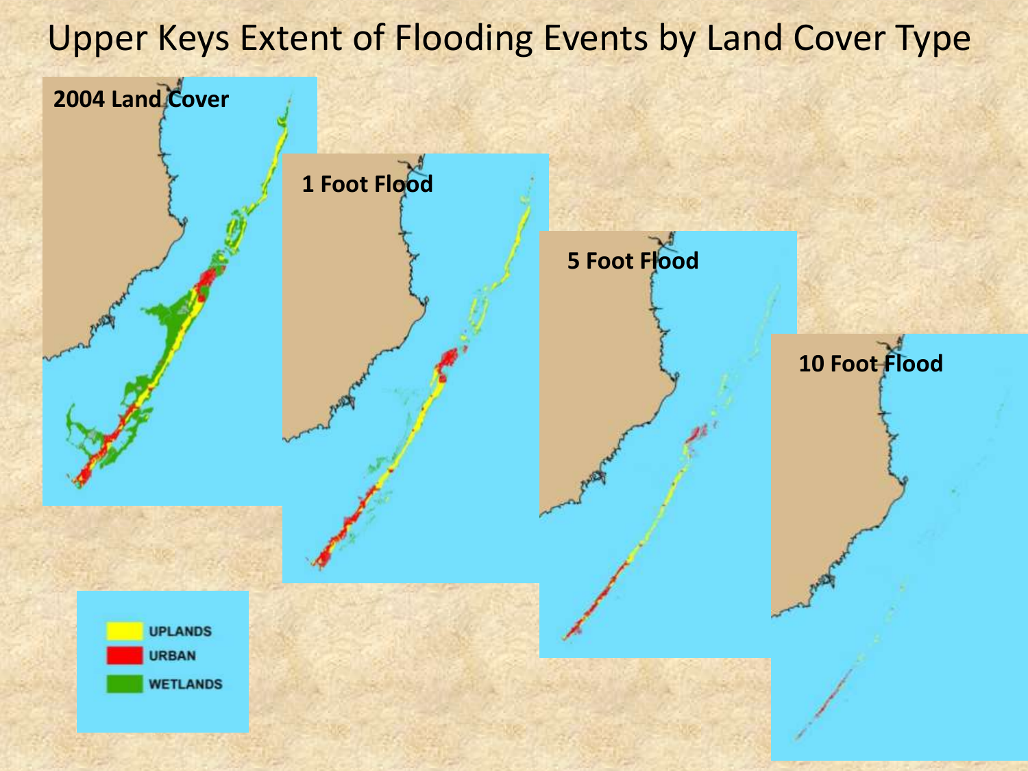# Upper Keys Extent of Flooding Events by Land Cover Type

**2004 Land Cover**

**1 Foot Flood**

**5 Foot Flood**

**10 Foot Flood**

UPLANDS

URBAN

WETLANDS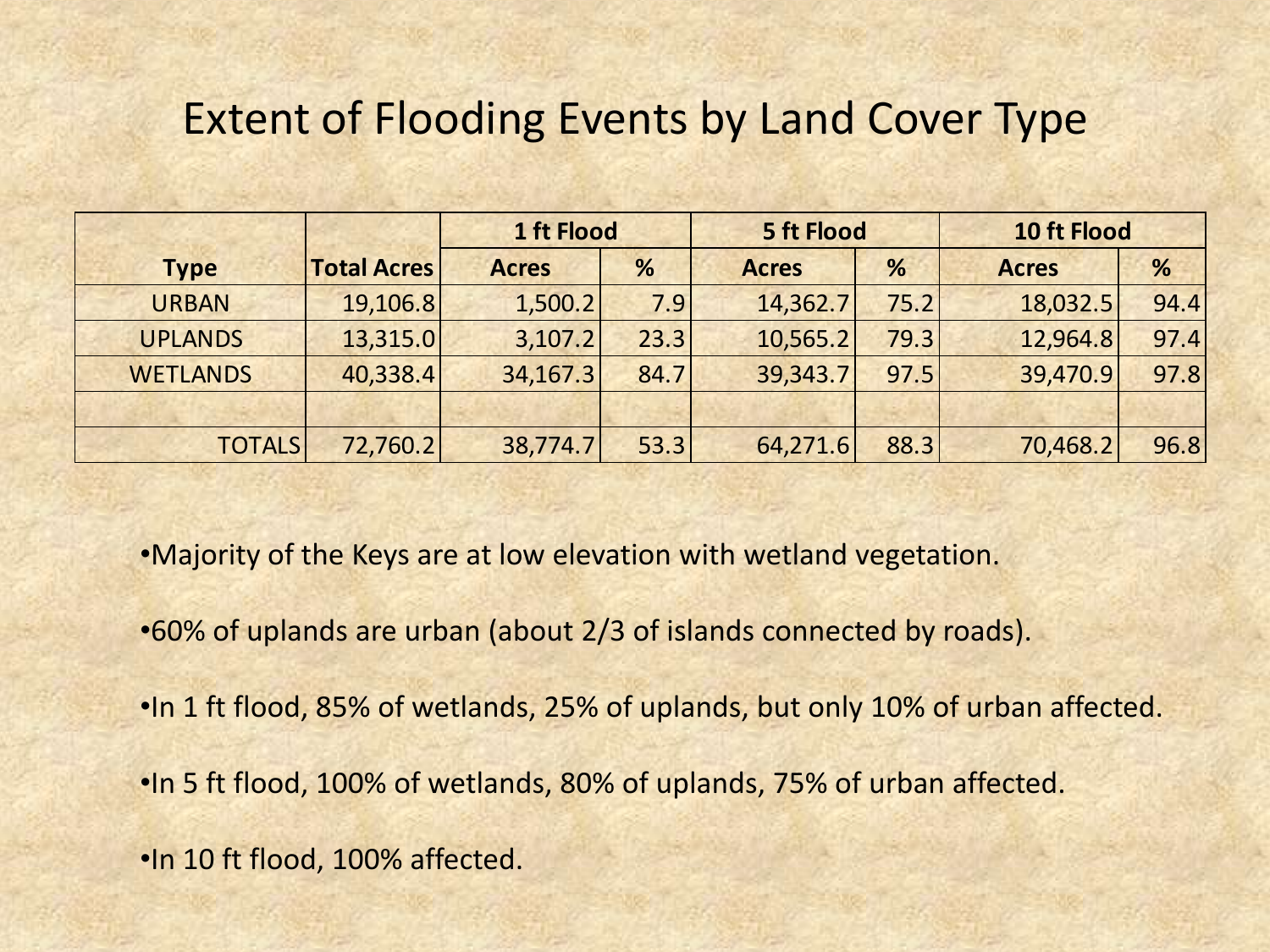# Extent of Flooding Events by Land Cover Type

| Type | Total Acres | 1 ft Flood | | 5 ft Flood | | 10 ft Flood | |
|---|---|---|---|---|---|---|---|
| | | Acres | % | Acres | % | Acres | % |
| URBAN | 19,106.8 | 1,500.2 | 7.9 | 14,362.7 | 75.2 | 18,032.5 | 94.4 |
| UPLANDS | 13,315.0 | 3,107.2 | 23.3 | 10,565.2 | 79.3 | 12,964.8 | 97.4 |
| WETLANDS | 40,338.4 | 34,167.3 | 84.7 | 39,343.7 | 97.5 | 39,470.9 | 97.8 |
| | | | | | | | |
| TOTALS | 72,760.2 | 38,774.7 | 53.3 | 64,271.6 | 88.3 | 70,468.2 | 96.8 |

- Majority of the Keys are at low elevation with wetland vegetation.
- 60% of uplands are urban (about 2/3 of islands connected by roads).
- In 1 ft flood, 85% of wetlands, 25% of uplands, but only 10% of urban affected.
- In 5 ft flood, 100% of wetlands, 80% of uplands, 75% of urban affected.
- In 10 ft flood, 100% affected.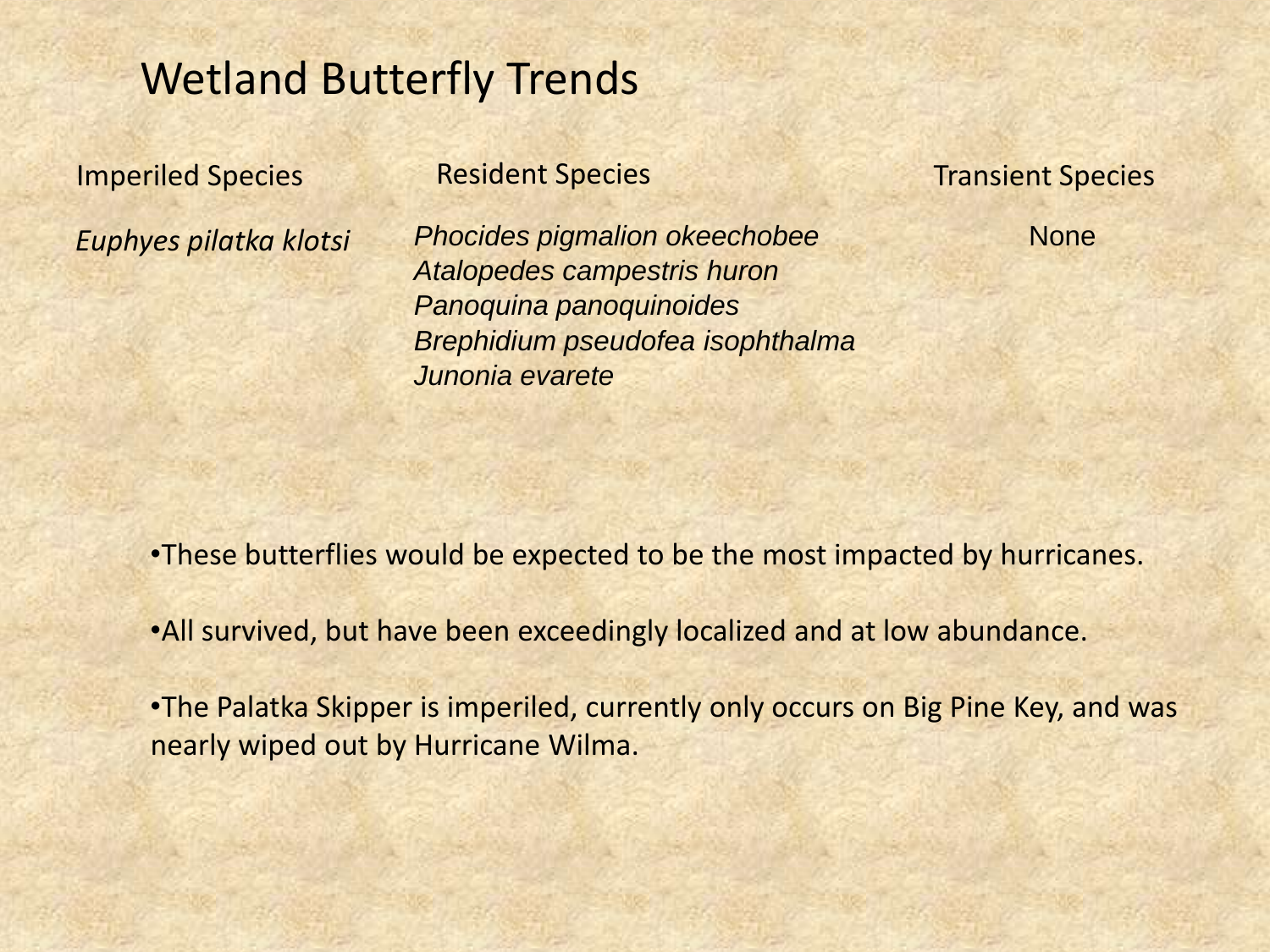# Wetland Butterfly Trends

| Imperiled Species | Resident Species | Transient Species |
| --- | --- | --- |
| *Euphyes pilatka klotsi* | *Phocides pigmalion okeechobee* | None |
| | *Atalopedes campestris huron* | |
| | *Panoquina panoquinoides* | |
| | *Brephidium pseudofea isophthalma* | |
| | *Junonia evarete* | |

- These butterflies would be expected to be the most impacted by hurricanes.
- All survived, but have been exceedingly localized and at low abundance.
- The Palatka Skipper is imperiled, currently only occurs on Big Pine Key, and was nearly wiped out by Hurricane Wilma.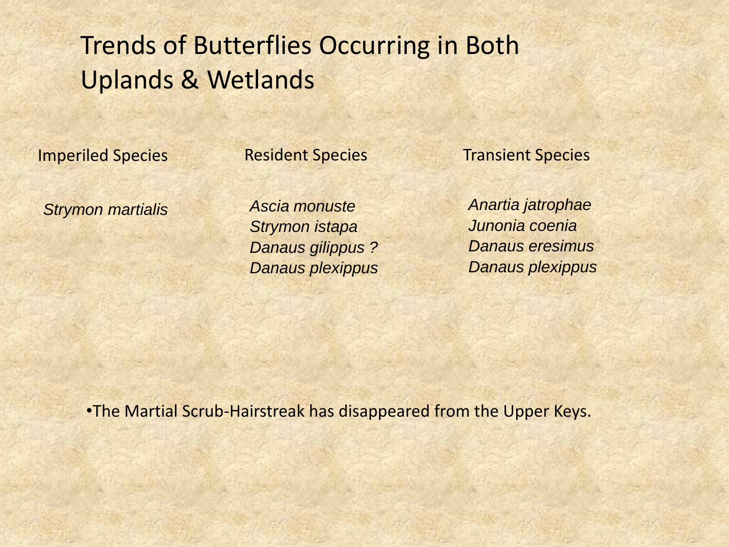# Trends of Butterflies Occurring in Both Uplands & Wetlands

| Imperiled Species | Resident Species | Transient Species |
|---|---|---|
| *Strymon martialis* | *Ascia monuste* | *Anartia jatrophae* |
| | *Strymon istapa* | *Junonia coenia* |
| | *Danaus gilippus ?* | *Danaus eresimus* |
| | *Danaus plexippus* | *Danaus plexippus* |

- The Martial Scrub-Hairstreak has disappeared from the Upper Keys.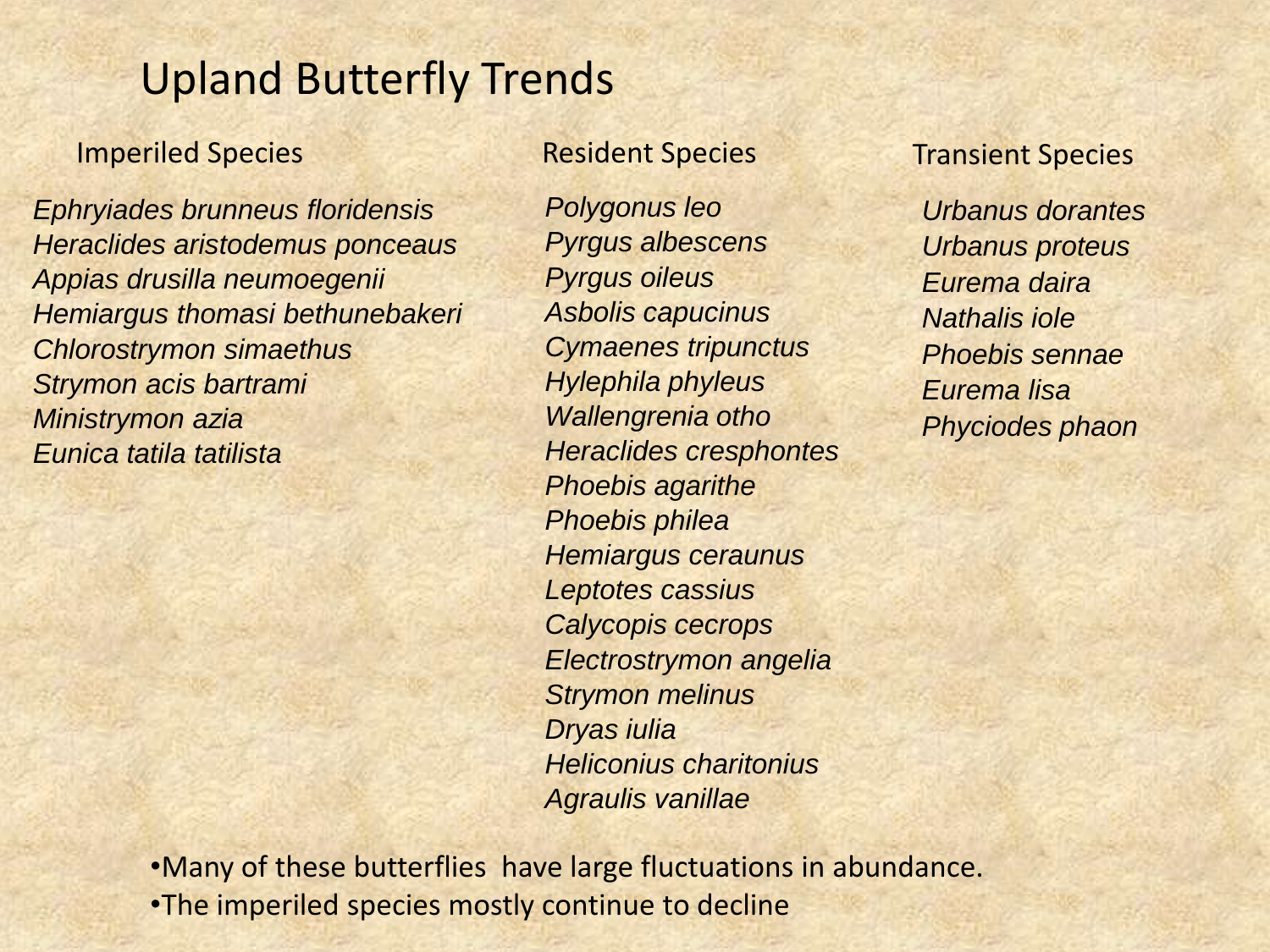# Upland Butterfly Trends

### Imperiled Species

*Ephryiades brunneus floridensis*
*Heraclides aristodemus ponceaus*
*Appias drusilla neumoegenii*
*Hemiargus thomasi bethunebakeri*
*Chlorostrymon simaethus*
*Strymon acis bartrami*
*Ministrymon azia*
*Eunica tatila tatilista*

### Resident Species

*Polygonus leo*
*Pyrgus albescens*
*Pyrgus oileus*
*Asbolis capucinus*
*Cymaenes tripunctus*
*Hylephila phyleus*
*Wallengrenia otho*
*Heraclides cresphontes*
*Phoebis agarithe*
*Phoebis philea*
*Hemiargus ceraunus*
*Leptotes cassius*
*Calycopis cecrops*
*Electrostrymon angelia*
*Strymon melinus*
*Dryas iulia*
*Heliconius charitonius*
*Agraulis vanillae*

### Transient Species

*Urbanus dorantes*
*Urbanus proteus*
*Eurema daira*
*Nathalis iole*
*Phoebis sennae*
*Eurema lisa*
*Phyciodes phaon*

- Many of these butterflies have large fluctuations in abundance.
- The imperiled species mostly continue to decline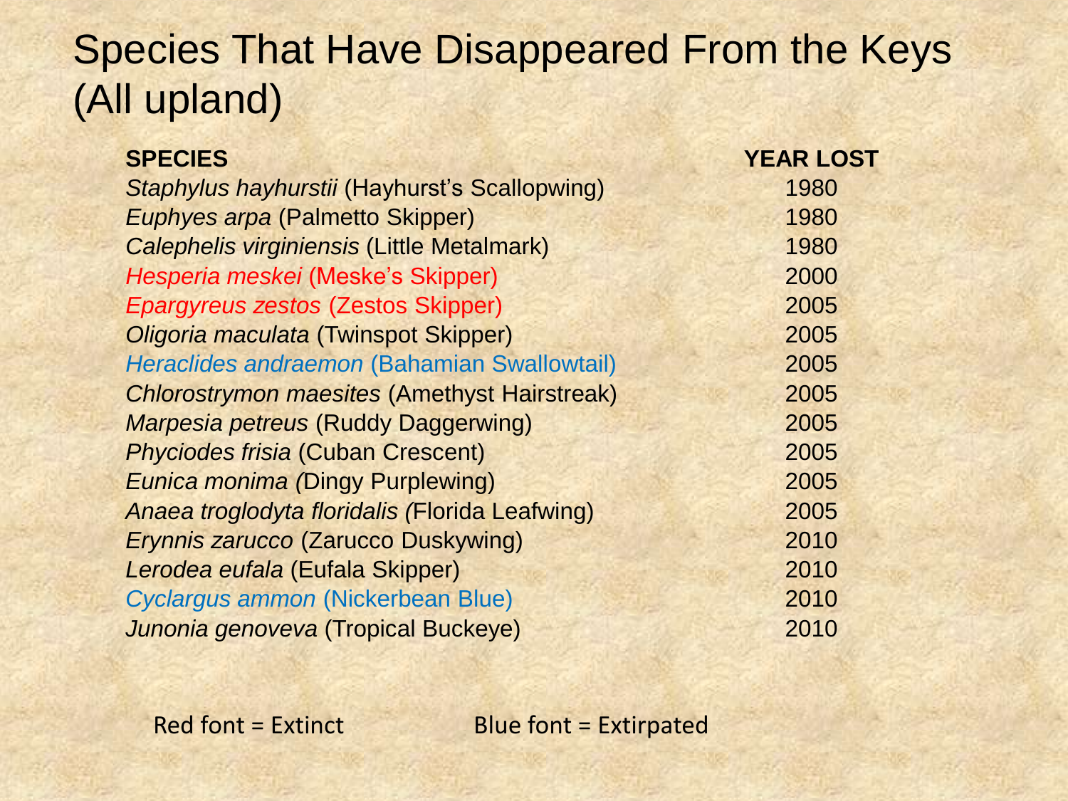# Species That Have Disappeared From the Keys (All upland)

| SPECIES | YEAR LOST |
|---|---|
| *Staphylus hayhurstii* (Hayhurst's Scallopwing) | 1980 |
| *Euphyes arpa* (Palmetto Skipper) | 1980 |
| *Calephelis virginiensis* (Little Metalmark) | 1980 |
| *Hesperia meskei* (Meske's Skipper) | 2000 |
| *Epargyreus zestos* (Zestos Skipper) | 2005 |
| *Oligoria maculata* (Twinspot Skipper) | 2005 |
| *Heraclides andraemon* (Bahamian Swallowtail) | 2005 |
| *Chlorostrymon maesites* (Amethyst Hairstreak) | 2005 |
| *Marpesia petreus* (Ruddy Daggerwing) | 2005 |
| *Phyciodes frisia* (Cuban Crescent) | 2005 |
| *Eunica monima (*Dingy Purplewing) | 2005 |
| *Anaea troglodyta floridalis (*Florida Leafwing) | 2005 |
| *Erynnis zarucco* (Zarucco Duskywing) | 2010 |
| *Lerodea eufala* (Eufala Skipper) | 2010 |
| *Cyclargus ammon* (Nickerbean Blue) | 2010 |
| *Junonia genoveva* (Tropical Buckeye) | 2010 |

Red font = Extinct (Meske's Skipper, Zestos Skipper) Blue font = Extirpated (Bahamian Swallowtail, Nickerbean Blue)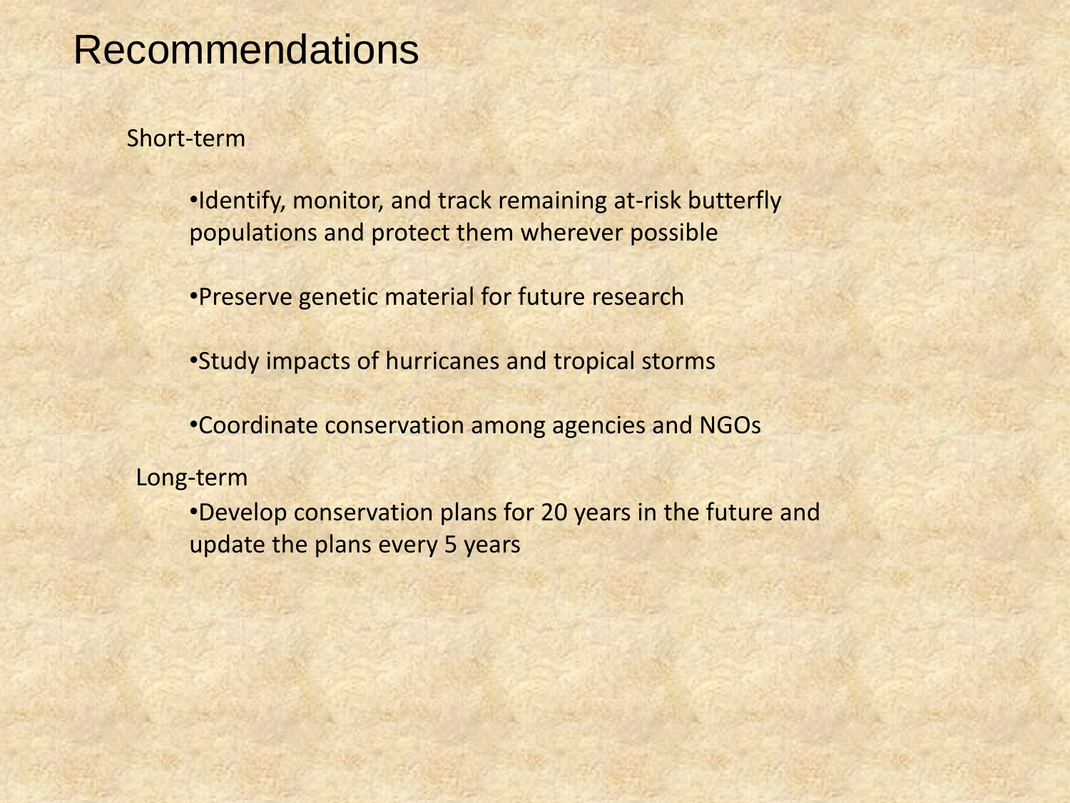# Recommendations

Short-term

- Identify, monitor, and track remaining at-risk butterfly populations and protect them wherever possible
- Preserve genetic material for future research
- Study impacts of hurricanes and tropical storms
- Coordinate conservation among agencies and NGOs

Long-term

- Develop conservation plans for 20 years in the future and update the plans every 5 years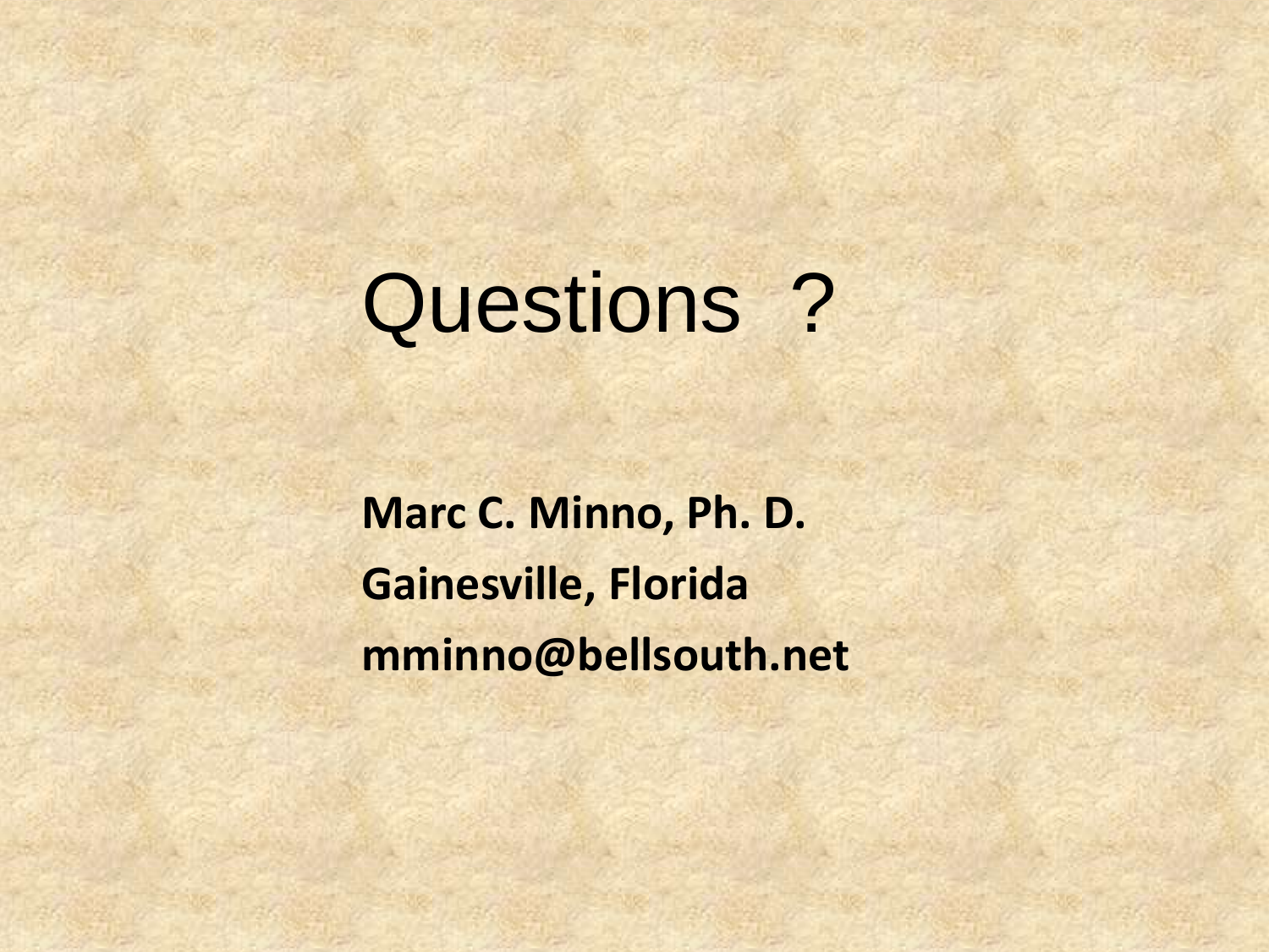# Questions ?

**Marc C. Minno, Ph. D.**

**Gainesville, Florida**

**mminno@bellsouth.net**